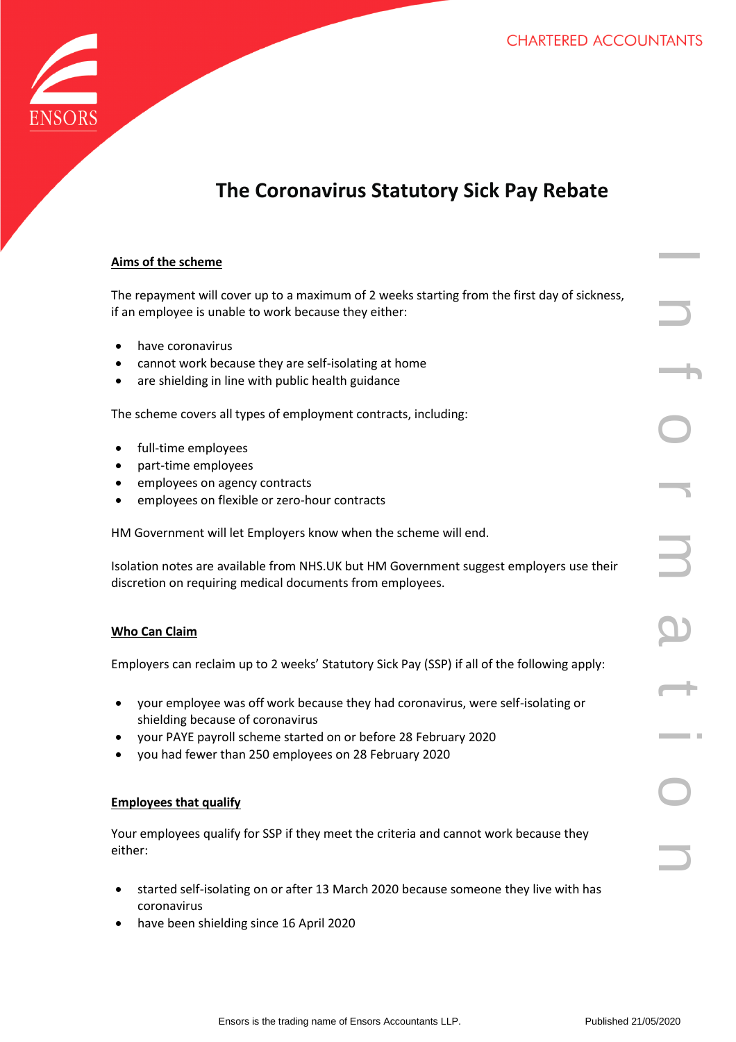# The Coronavirus Statutory Sick Pay Rebate

**Aims of the scheme**

The repayment will cover up to a maximum of 2 weeks starting from the first day of sickness, if an employee is unable to work because they either:

- have coronavirus
- cannot work because they are self-isolating at home
- are shielding in line with public health guidance

The scheme covers all types of employment contracts, including:

- full-time employees
- part-time employees
- employees on agency contracts
- employees on flexible or zero-hour contracts

HM Government will let Employers know when the scheme will end.

Isolation notes are available from NHS.UK but HM Government suggest employers use their discretion on requiring medical documents from employees.

**Who Can Claim**

Employers can reclaim up to 2 weeks' Statutory Sick Pay (SSP) if all of the following apply:

- your employee was off work because they had coronavirus, were self-isolating or shielding because of coronavirus
- your PAYE payroll scheme started on or before 28 February 2020
- you had fewer than 250 employees on 28 February 2020

**Employees that qualify**

Your employees qualify for SSP if they meet the criteria and cannot work because they either:

- started self-isolating on or after 13 March 2020 because someone they live with has coronavirus
- have been shielding since 16 April 2020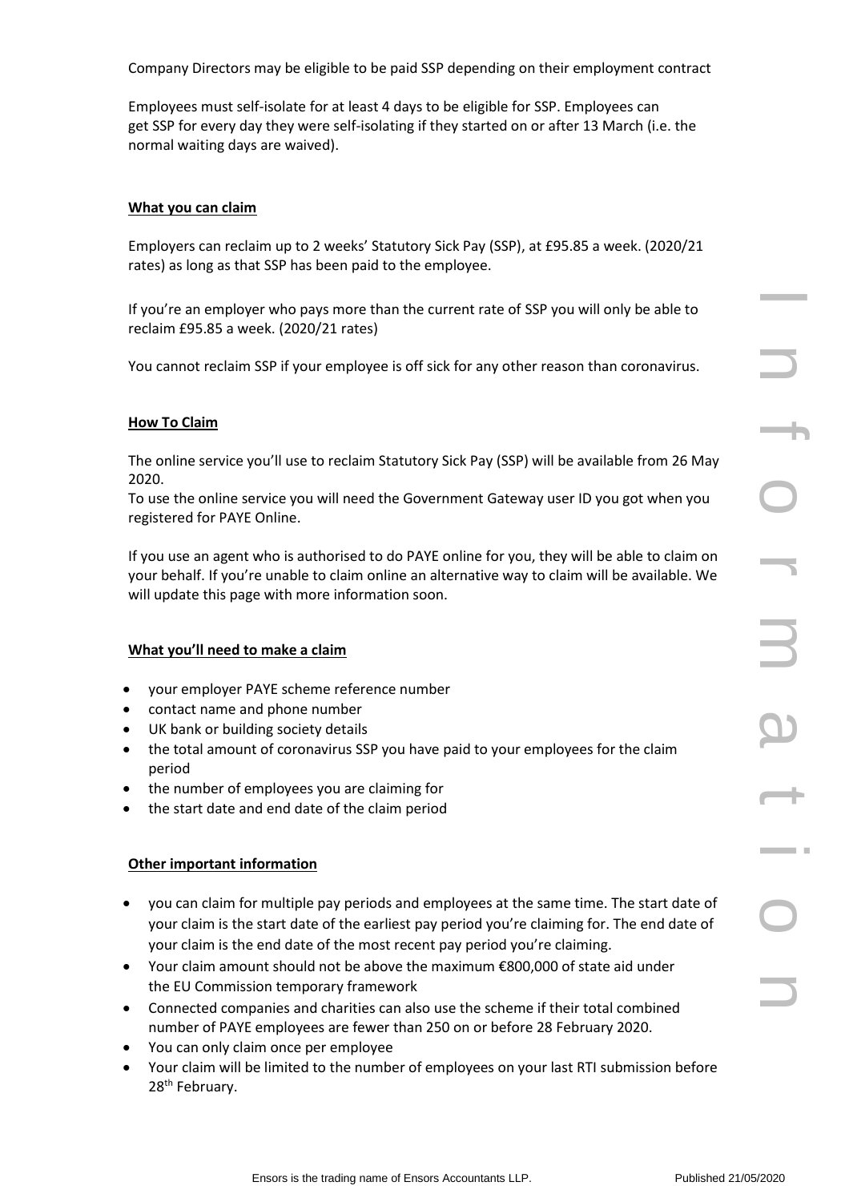Company Directors may be eligible to be paid SSP depending on their employment contract

Employees must self-isolate for at least 4 days to be eligible for SSP. Employees can get SSP for every day they were self-isolating if they started on or after 13 March (i.e. the normal waiting days are waived).

**What you can claim**

Employers can reclaim up to 2 weeks' Statutory Sick Pay (SSP), at £95.85 a week. (2020/21 rates) as long as that SSP has been paid to the employee.

If you're an employer who pays more than the current rate of SSP you will only be able to reclaim £95.85 a week. (2020/21 rates)

You cannot reclaim SSP if your employee is off sick for any other reason than coronavirus.

**How To Claim**

The online service you'll use to reclaim Statutory Sick Pay (SSP) will be available from 26 May 2020.
To use the online service you will need the Government Gateway user ID you got when you registered for PAYE Online.

If you use an agent who is authorised to do PAYE online for you, they will be able to claim on your behalf. If you're unable to claim online an alternative way to claim will be available. We will update this page with more information soon.

**What you'll need to make a claim**

- your employer PAYE scheme reference number
- contact name and phone number
- UK bank or building society details
- the total amount of coronavirus SSP you have paid to your employees for the claim period
- the number of employees you are claiming for
- the start date and end date of the claim period

**Other important information**

- you can claim for multiple pay periods and employees at the same time. The start date of your claim is the start date of the earliest pay period you're claiming for. The end date of your claim is the end date of the most recent pay period you're claiming.
- Your claim amount should not be above the maximum €800,000 of state aid under the EU Commission temporary framework
- Connected companies and charities can also use the scheme if their total combined number of PAYE employees are fewer than 250 on or before 28 February 2020.
- You can only claim once per employee
- Your claim will be limited to the number of employees on your last RTI submission before 28th February.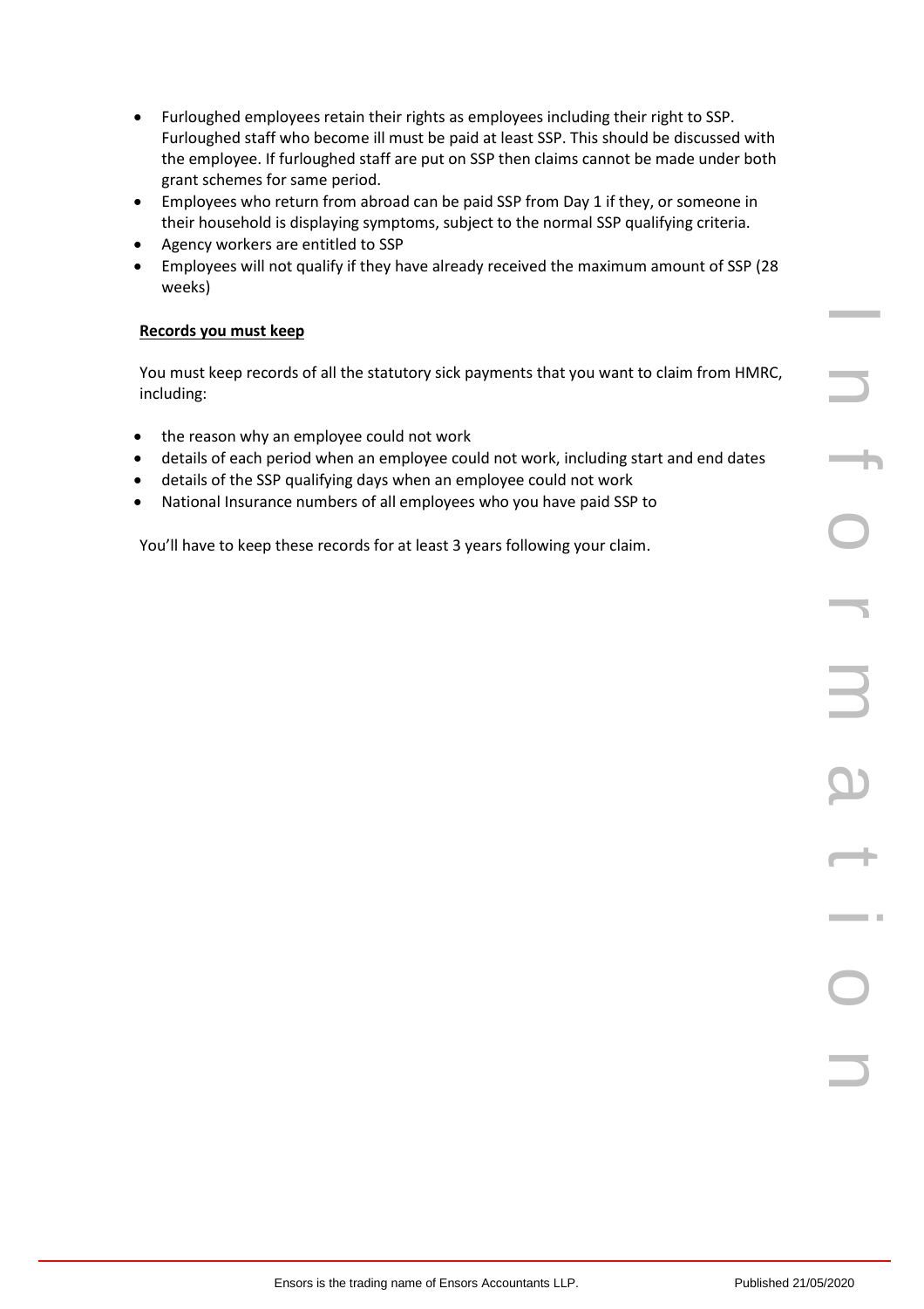- Furloughed employees retain their rights as employees including their right to SSP. Furloughed staff who become ill must be paid at least SSP. This should be discussed with the employee. If furloughed staff are put on SSP then claims cannot be made under both grant schemes for same period.
- Employees who return from abroad can be paid SSP from Day 1 if they, or someone in their household is displaying symptoms, subject to the normal SSP qualifying criteria.
- Agency workers are entitled to SSP
- Employees will not qualify if they have already received the maximum amount of SSP (28 weeks)

**Records you must keep**

You must keep records of all the statutory sick payments that you want to claim from HMRC, including:

- the reason why an employee could not work
- details of each period when an employee could not work, including start and end dates
- details of the SSP qualifying days when an employee could not work
- National Insurance numbers of all employees who you have paid SSP to

You'll have to keep these records for at least 3 years following your claim.